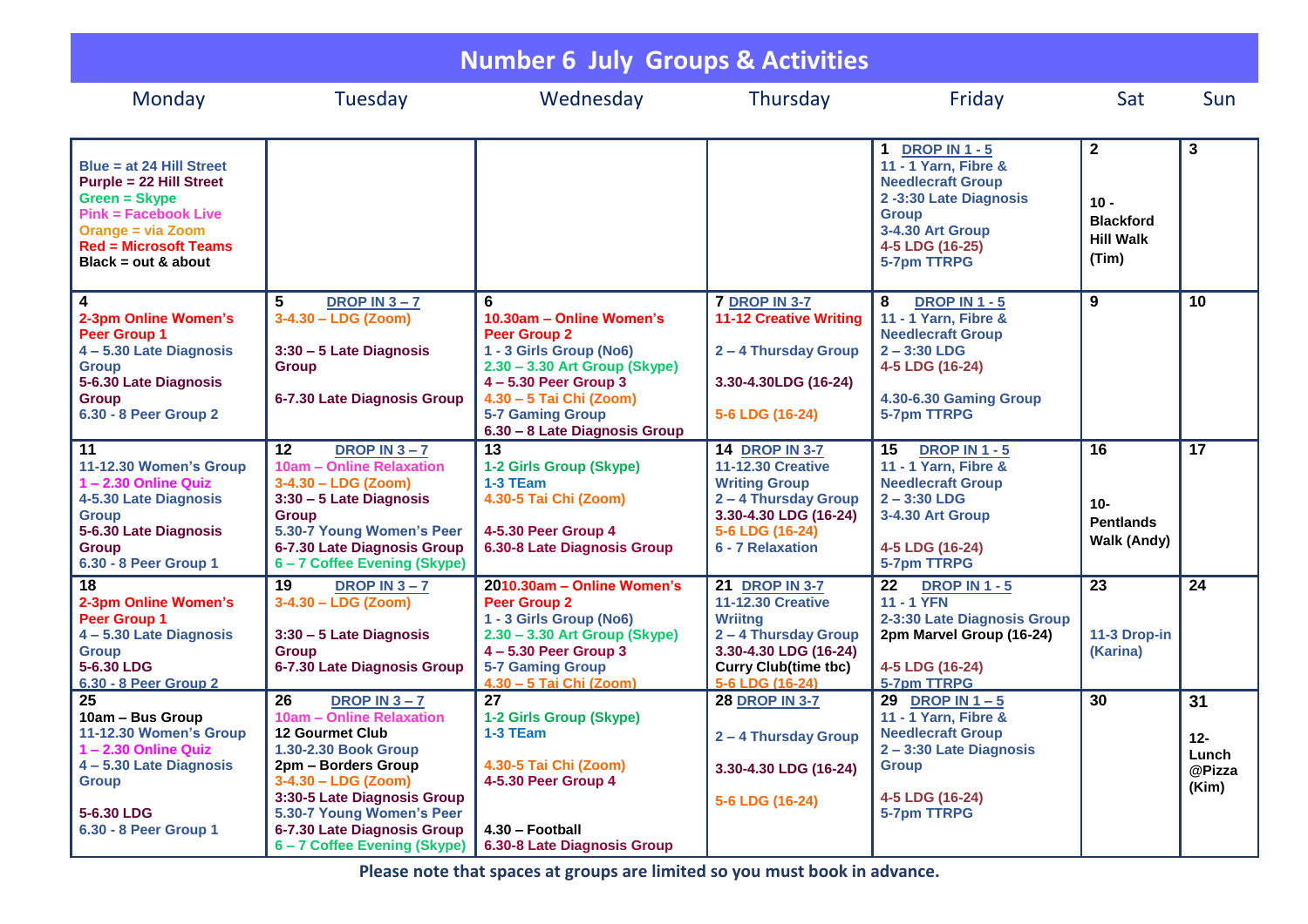# Number 6 July Groups & Activities

| Monday | Tuesday | Wednesday | Thursday | Friday | Sat | Sun |
|---|---|---|---|---|---|---|
| Blue = at 24 Hill Street<br>Purple = 22 Hill Street<br>Green = Skype<br>Pink = Facebook Live<br>Orange = via Zoom<br>Red = Microsoft Teams<br>Black = out & about | | | | **1** DROP IN 1 - 5<br>11 - 1 Yarn, Fibre & Needlecraft Group<br>2 -3:30 Late Diagnosis Group<br>3-4.30 Art Group<br>4-5 LDG (16-25)<br>5-7pm TTRPG | **2**<br>10 - Blackford Hill Walk (Tim) | **3** |
| **4**<br>2-3pm Online Women's Peer Group 1<br>4 – 5.30 Late Diagnosis Group<br>5-6.30 Late Diagnosis Group<br>6.30 - 8 Peer Group 2 | **5** DROP IN 3 – 7<br>3-4.30 – LDG (Zoom)<br>3:30 – 5 Late Diagnosis Group<br>6-7.30 Late Diagnosis Group | **6**<br>10.30am – Online Women's Peer Group 2<br>1 - 3 Girls Group (No6)<br>2.30 – 3.30 Art Group (Skype)<br>4 – 5.30 Peer Group 3<br>4.30 – 5 Tai Chi (Zoom)<br>5-7 Gaming Group<br>6.30 – 8 Late Diagnosis Group | **7** DROP IN 3-7<br>11-12 Creative Writing<br>2 – 4 Thursday Group<br>3.30-4.30LDG (16-24)<br>5-6 LDG (16-24) | **8** DROP IN 1 - 5<br>11 - 1 Yarn, Fibre & Needlecraft Group<br>2 – 3:30 LDG<br>4-5 LDG (16-24)<br>4.30-6.30 Gaming Group<br>5-7pm TTRPG | **9** | **10** |
| **11**<br>11-12.30 Women's Group<br>1 – 2.30 Online Quiz<br>4-5.30 Late Diagnosis Group<br>5-6.30 Late Diagnosis Group<br>6.30 - 8 Peer Group 1 | **12** DROP IN 3 – 7<br>10am – Online Relaxation<br>3-4.30 – LDG (Zoom)<br>3:30 – 5 Late Diagnosis Group<br>5.30-7 Young Women's Peer<br>6-7.30 Late Diagnosis Group<br>6 – 7 Coffee Evening (Skype) | **13**<br>1-2 Girls Group (Skype)<br>1-3 TEam<br>4.30-5 Tai Chi (Zoom)<br>4-5.30 Peer Group 4<br>6.30-8 Late Diagnosis Group | **14** DROP IN 3-7<br>11-12.30 Creative Writing Group<br>2 – 4 Thursday Group<br>3.30-4.30 LDG (16-24)<br>5-6 LDG (16-24)<br>6 - 7 Relaxation | **15** DROP IN 1 - 5<br>11 - 1 Yarn, Fibre & Needlecraft Group<br>2 – 3:30 LDG<br>3-4.30 Art Group<br>4-5 LDG (16-24)<br>5-7pm TTRPG | **16**<br>10- Pentlands Walk (Andy) | **17** |
| **18**<br>2-3pm Online Women's Peer Group 1<br>4 – 5.30 Late Diagnosis Group<br>5-6.30 LDG<br>6.30 - 8 Peer Group 2 | **19** DROP IN 3 – 7<br>3-4.30 – LDG (Zoom)<br>3:30 – 5 Late Diagnosis Group<br>6-7.30 Late Diagnosis Group | **20** 10.30am – Online Women's Peer Group 2<br>1 - 3 Girls Group (No6)<br>2.30 – 3.30 Art Group (Skype)<br>4 – 5.30 Peer Group 3<br>5-7 Gaming Group<br>4.30 – 5 Tai Chi (Zoom) | **21** DROP IN 3-7<br>11-12.30 Creative Wriitng<br>2 – 4 Thursday Group<br>3.30-4.30 LDG (16-24)<br>Curry Club(time tbc)<br>5-6 LDG (16-24) | **22** DROP IN 1 - 5<br>11 - 1 YFN<br>2-3:30 Late Diagnosis Group<br>2pm Marvel Group (16-24)<br>4-5 LDG (16-24)<br>5-7pm TTRPG | **23**<br>11-3 Drop-in (Karina) | **24** |
| **25**<br>10am – Bus Group<br>11-12.30 Women's Group<br>1 – 2.30 Online Quiz<br>4 – 5.30 Late Diagnosis Group<br>5-6.30 LDG<br>6.30 - 8 Peer Group 1 | **26** DROP IN 3 – 7<br>10am – Online Relaxation<br>12 Gourmet Club<br>1.30-2.30 Book Group<br>2pm – Borders Group<br>3-4.30 – LDG (Zoom)<br>3:30-5 Late Diagnosis Group<br>5.30-7 Young Women's Peer<br>6-7.30 Late Diagnosis Group<br>6 – 7 Coffee Evening (Skype) | **27**<br>1-2 Girls Group (Skype)<br>1-3 TEam<br>4.30-5 Tai Chi (Zoom)<br>4-5.30 Peer Group 4<br>4.30 – Football<br>6.30-8 Late Diagnosis Group | **28** DROP IN 3-7<br>2 – 4 Thursday Group<br>3.30-4.30 LDG (16-24)<br>5-6 LDG (16-24) | **29** DROP IN 1 – 5<br>11 - 1 Yarn, Fibre & Needlecraft Group<br>2 – 3:30 Late Diagnosis Group<br>4-5 LDG (16-24)<br>5-7pm TTRPG | **30** | **31**<br>12- Lunch @Pizza (Kim) |

**Please note that spaces at groups are limited so you must book in advance.**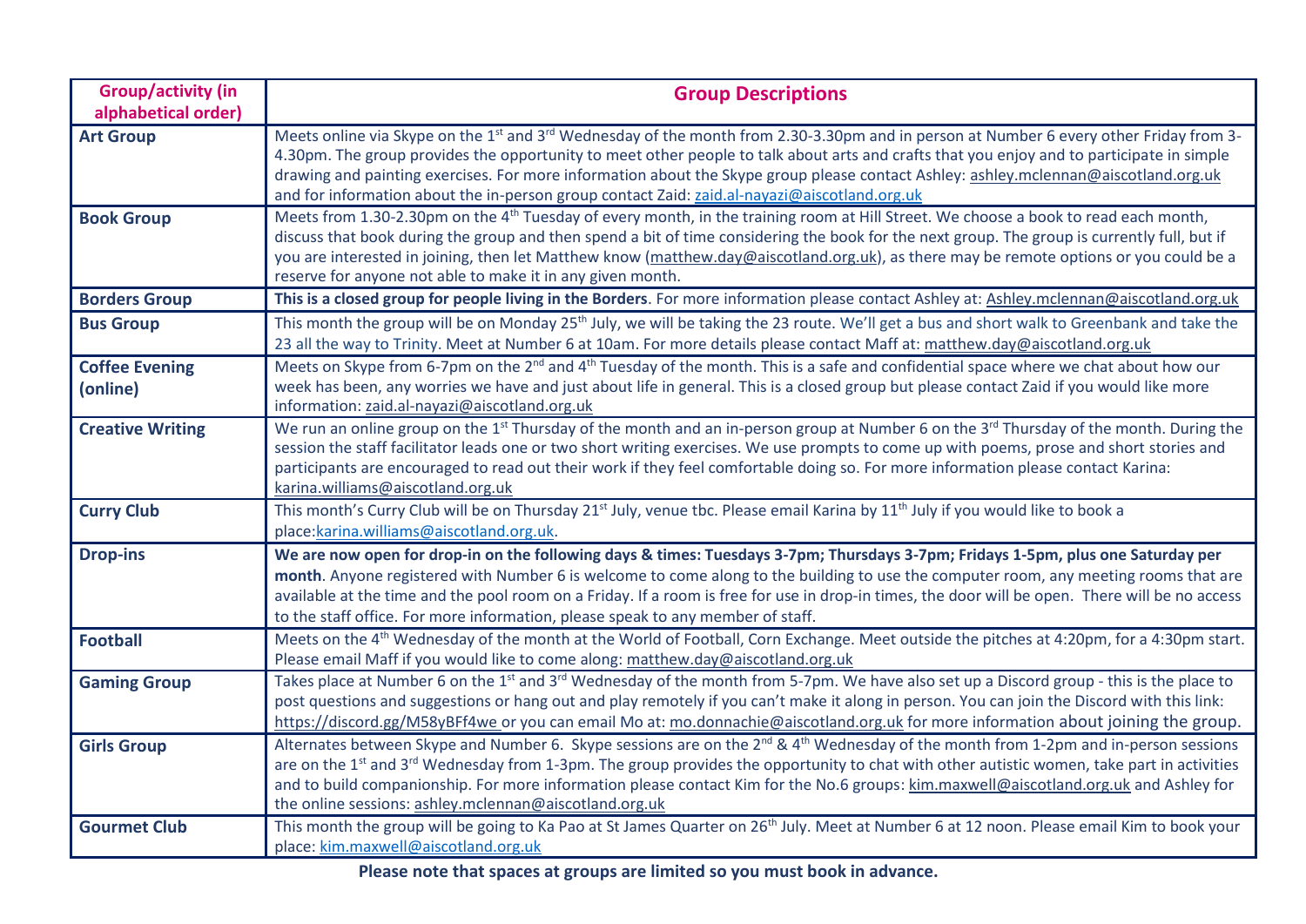| Group/activity (in alphabetical order) | Group Descriptions |
| --- | --- |
| **Art Group** | Meets online via Skype on the 1st and 3rd Wednesday of the month from 2.30-3.30pm and in person at Number 6 every other Friday from 3-4.30pm. The group provides the opportunity to meet other people to talk about arts and crafts that you enjoy and to participate in simple drawing and painting exercises. For more information about the Skype group please contact Ashley: ashley.mclennan@aiscotland.org.uk and for information about the in-person group contact Zaid: zaid.al-nayazi@aiscotland.org.uk |
| **Book Group** | Meets from 1.30-2.30pm on the 4th Tuesday of every month, in the training room at Hill Street. We choose a book to read each month, discuss that book during the group and then spend a bit of time considering the book for the next group. The group is currently full, but if you are interested in joining, then let Matthew know (matthew.day@aiscotland.org.uk), as there may be remote options or you could be a reserve for anyone not able to make it in any given month. |
| **Borders Group** | **This is a closed group for people living in the Borders**. For more information please contact Ashley at: Ashley.mclennan@aiscotland.org.uk |
| **Bus Group** | This month the group will be on Monday 25th July, we will be taking the 23 route. We'll get a bus and short walk to Greenbank and take the 23 all the way to Trinity. Meet at Number 6 at 10am. For more details please contact Maff at: matthew.day@aiscotland.org.uk |
| **Coffee Evening (online)** | Meets on Skype from 6-7pm on the 2nd and 4th Tuesday of the month. This is a safe and confidential space where we chat about how our week has been, any worries we have and just about life in general. This is a closed group but please contact Zaid if you would like more information: zaid.al-nayazi@aiscotland.org.uk |
| **Creative Writing** | We run an online group on the 1st Thursday of the month and an in-person group at Number 6 on the 3rd Thursday of the month. During the session the staff facilitator leads one or two short writing exercises. We use prompts to come up with poems, prose and short stories and participants are encouraged to read out their work if they feel comfortable doing so. For more information please contact Karina: karina.williams@aiscotland.org.uk |
| **Curry Club** | This month's Curry Club will be on Thursday 21st July, venue tbc. Please email Karina by 11th July if you would like to book a place:karina.williams@aiscotland.org.uk. |
| **Drop-ins** | **We are now open for drop-in on the following days & times: Tuesdays 3-7pm; Thursdays 3-7pm; Fridays 1-5pm, plus one Saturday per month**. Anyone registered with Number 6 is welcome to come along to the building to use the computer room, any meeting rooms that are available at the time and the pool room on a Friday. If a room is free for use in drop-in times, the door will be open. There will be no access to the staff office. For more information, please speak to any member of staff. |
| **Football** | Meets on the 4th Wednesday of the month at the World of Football, Corn Exchange. Meet outside the pitches at 4:20pm, for a 4:30pm start. Please email Maff if you would like to come along: matthew.day@aiscotland.org.uk |
| **Gaming Group** | Takes place at Number 6 on the 1st and 3rd Wednesday of the month from 5-7pm. We have also set up a Discord group - this is the place to post questions and suggestions or hang out and play remotely if you can't make it along in person. You can join the Discord with this link: https://discord.gg/M58yBFf4we or you can email Mo at: mo.donnachie@aiscotland.org.uk for more information about joining the group. |
| **Girls Group** | Alternates between Skype and Number 6. Skype sessions are on the 2nd & 4th Wednesday of the month from 1-2pm and in-person sessions are on the 1st and 3rd Wednesday from 1-3pm. The group provides the opportunity to chat with other autistic women, take part in activities and to build companionship. For more information please contact Kim for the No.6 groups: kim.maxwell@aiscotland.org.uk and Ashley for the online sessions: ashley.mclennan@aiscotland.org.uk |
| **Gourmet Club** | This month the group will be going to Ka Pao at St James Quarter on 26th July. Meet at Number 6 at 12 noon. Please email Kim to book your place: kim.maxwell@aiscotland.org.uk |

**Please note that spaces at groups are limited so you must book in advance.**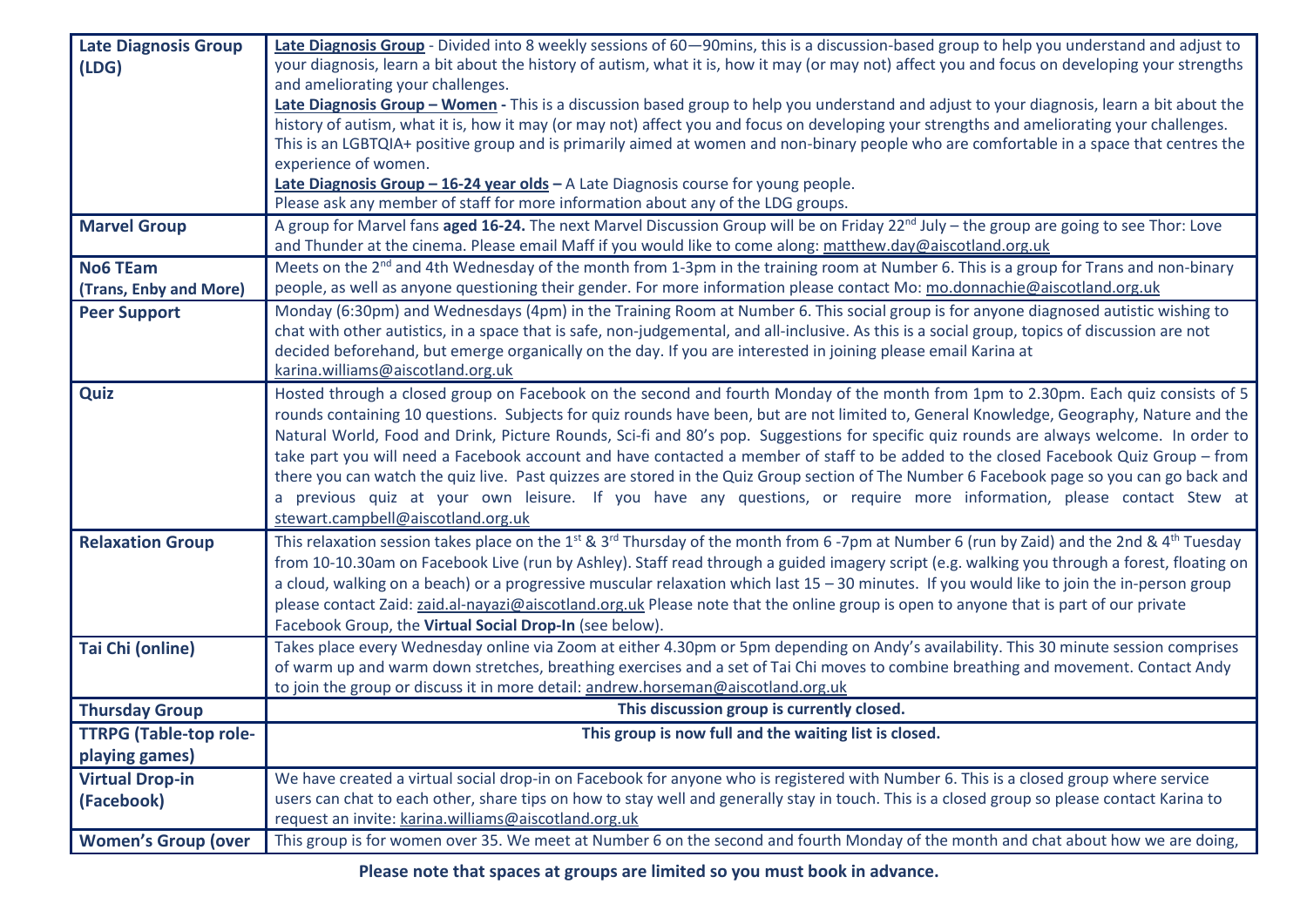| | |
|---|---|
| **Late Diagnosis Group (LDG)** | **Late Diagnosis Group** - Divided into 8 weekly sessions of 60—90mins, this is a discussion-based group to help you understand and adjust to your diagnosis, learn a bit about the history of autism, what it is, how it may (or may not) affect you and focus on developing your strengths and ameliorating your challenges.<br>**Late Diagnosis Group – Women -** This is a discussion based group to help you understand and adjust to your diagnosis, learn a bit about the history of autism, what it is, how it may (or may not) affect you and focus on developing your strengths and ameliorating your challenges. This is an LGBTQIA+ positive group and is primarily aimed at women and non-binary people who are comfortable in a space that centres the experience of women.<br>**Late Diagnosis Group – 16-24 year olds –** A Late Diagnosis course for young people.<br>Please ask any member of staff for more information about any of the LDG groups. |
| **Marvel Group** | A group for Marvel fans **aged 16-24.** The next Marvel Discussion Group will be on Friday 22nd July – the group are going to see Thor: Love and Thunder at the cinema. Please email Maff if you would like to come along: matthew.day@aiscotland.org.uk |
| **No6 TEam (Trans, Enby and More)** | Meets on the 2nd and 4th Wednesday of the month from 1-3pm in the training room at Number 6. This is a group for Trans and non-binary people, as well as anyone questioning their gender. For more information please contact Mo: mo.donnachie@aiscotland.org.uk |
| **Peer Support** | Monday (6:30pm) and Wednesdays (4pm) in the Training Room at Number 6. This social group is for anyone diagnosed autistic wishing to chat with other autistics, in a space that is safe, non-judgemental, and all-inclusive. As this is a social group, topics of discussion are not decided beforehand, but emerge organically on the day. If you are interested in joining please email Karina at karina.williams@aiscotland.org.uk |
| **Quiz** | Hosted through a closed group on Facebook on the second and fourth Monday of the month from 1pm to 2.30pm. Each quiz consists of 5 rounds containing 10 questions. Subjects for quiz rounds have been, but are not limited to, General Knowledge, Geography, Nature and the Natural World, Food and Drink, Picture Rounds, Sci-fi and 80's pop. Suggestions for specific quiz rounds are always welcome. In order to take part you will need a Facebook account and have contacted a member of staff to be added to the closed Facebook Quiz Group – from there you can watch the quiz live. Past quizzes are stored in the Quiz Group section of The Number 6 Facebook page so you can go back and a previous quiz at your own leisure. If you have any questions, or require more information, please contact Stew at stewart.campbell@aiscotland.org.uk |
| **Relaxation Group** | This relaxation session takes place on the 1st & 3rd Thursday of the month from 6 -7pm at Number 6 (run by Zaid) and the 2nd & 4th Tuesday from 10-10.30am on Facebook Live (run by Ashley). Staff read through a guided imagery script (e.g. walking you through a forest, floating on a cloud, walking on a beach) or a progressive muscular relaxation which last 15 – 30 minutes. If you would like to join the in-person group please contact Zaid: zaid.al-nayazi@aiscotland.org.uk Please note that the online group is open to anyone that is part of our private Facebook Group, the **Virtual Social Drop-In** (see below). |
| **Tai Chi (online)** | Takes place every Wednesday online via Zoom at either 4.30pm or 5pm depending on Andy's availability. This 30 minute session comprises of warm up and warm down stretches, breathing exercises and a set of Tai Chi moves to combine breathing and movement. Contact Andy to join the group or discuss it in more detail: andrew.horseman@aiscotland.org.uk |
| **Thursday Group** | **This discussion group is currently closed.** |
| **TTRPG (Table-top role-playing games)** | **This group is now full and the waiting list is closed.** |
| **Virtual Drop-in (Facebook)** | We have created a virtual social drop-in on Facebook for anyone who is registered with Number 6. This is a closed group where service users can chat to each other, share tips on how to stay well and generally stay in touch. This is a closed group so please contact Karina to request an invite: karina.williams@aiscotland.org.uk |
| **Women's Group (over** | This group is for women over 35. We meet at Number 6 on the second and fourth Monday of the month and chat about how we are doing, |

**Please note that spaces at groups are limited so you must book in advance.**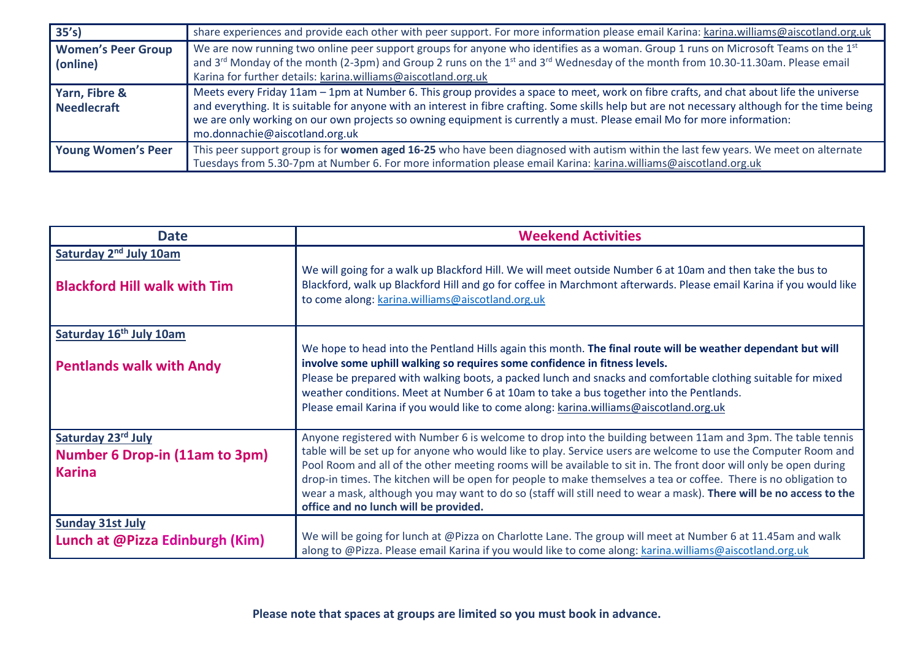| | |
|---|---|
| **35's)** | share experiences and provide each other with peer support. For more information please email Karina: karina.williams@aiscotland.org.uk |
| **Women's Peer Group (online)** | We are now running two online peer support groups for anyone who identifies as a woman. Group 1 runs on Microsoft Teams on the 1st and 3rd Monday of the month (2-3pm) and Group 2 runs on the 1st and 3rd Wednesday of the month from 10.30-11.30am. Please email Karina for further details: karina.williams@aiscotland.org.uk |
| **Yarn, Fibre & Needlecraft** | Meets every Friday 11am – 1pm at Number 6. This group provides a space to meet, work on fibre crafts, and chat about life the universe and everything. It is suitable for anyone with an interest in fibre crafting. Some skills help but are not necessary although for the time being we are only working on our own projects so owning equipment is currently a must. Please email Mo for more information: mo.donnachie@aiscotland.org.uk |
| **Young Women's Peer** | This peer support group is for **women aged 16-25** who have been diagnosed with autism within the last few years. We meet on alternate Tuesdays from 5.30-7pm at Number 6. For more information please email Karina: karina.williams@aiscotland.org.uk |

| Date | Weekend Activities |
|---|---|
| **Saturday 2nd July 10am**<br><br>**Blackford Hill walk with Tim** | We will going for a walk up Blackford Hill. We will meet outside Number 6 at 10am and then take the bus to Blackford, walk up Blackford Hill and go for coffee in Marchmont afterwards. Please email Karina if you would like to come along: karina.williams@aiscotland.org.uk |
| **Saturday 16th July 10am**<br><br>**Pentlands walk with Andy** | We hope to head into the Pentland Hills again this month. **The final route will be weather dependant but will involve some uphill walking so requires some confidence in fitness levels.**<br>Please be prepared with walking boots, a packed lunch and snacks and comfortable clothing suitable for mixed weather conditions. Meet at Number 6 at 10am to take a bus together into the Pentlands.<br>Please email Karina if you would like to come along: karina.williams@aiscotland.org.uk |
| **Saturday 23rd July**<br>**Number 6 Drop-in (11am to 3pm) Karina** | Anyone registered with Number 6 is welcome to drop into the building between 11am and 3pm. The table tennis table will be set up for anyone who would like to play. Service users are welcome to use the Computer Room and Pool Room and all of the other meeting rooms will be available to sit in. The front door will only be open during drop-in times. The kitchen will be open for people to make themselves a tea or coffee. There is no obligation to wear a mask, although you may want to do so (staff will still need to wear a mask). **There will be no access to the office and no lunch will be provided.** |
| **Sunday 31st July**<br>**Lunch at @Pizza Edinburgh (Kim)** | We will be going for lunch at @Pizza on Charlotte Lane. The group will meet at Number 6 at 11.45am and walk along to @Pizza. Please email Karina if you would like to come along: karina.williams@aiscotland.org.uk |

**Please note that spaces at groups are limited so you must book in advance.**